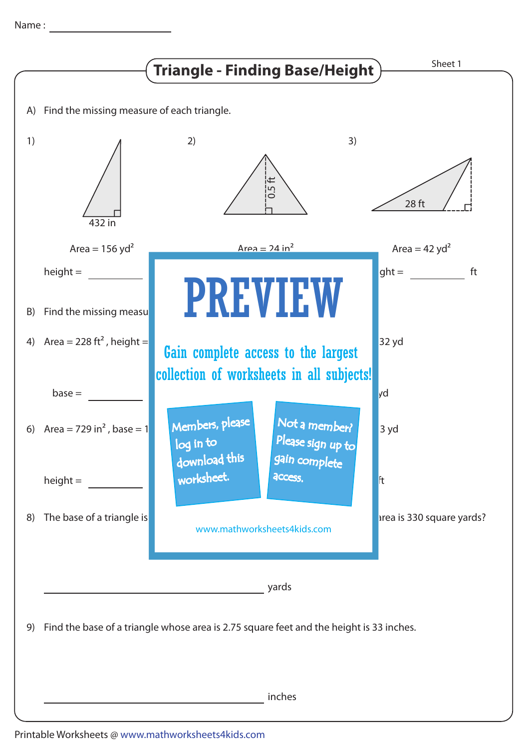Name : ____________________

# Triangle - Finding Base/Height

Sheet 1

A) Find the missing measure of each triangle.

1)

432 in

Area = 156 $yd^2$

height = __________

2)

0.5 ft

Area = 24 $in^2$

3)

28 ft

Area = 42 $yd^2$

ght = __________ ft

B) Find the missing measu

4) Area = 228 $ft^2$ , height =

32 yd

base = __________

yd

6) Area = 729 $in^2$ , base = 1

3 yd

height = __________

ft

8) The base of a triangle is

rea is 330 square yards?

PREVIEW

Gain complete access to the largest collection of worksheets in all subjects!

Members, please log in to download this worksheet.

Not a member? Please sign up to gain complete access.

www.mathworksheets4kids.com

______________________________ yards

9) Find the base of a triangle whose area is 2.75 square feet and the height is 33 inches.

______________________________ inches

Printable Worksheets @ www.mathworksheets4kids.com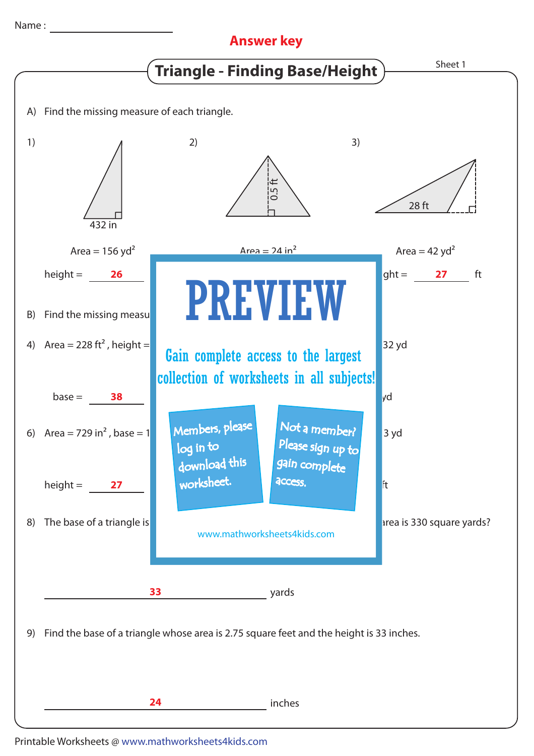Name : ____________________

**Answer key**

# Triangle - Finding Base/Height

Sheet 1

A) Find the missing measure of each triangle.

1)

432 in

Area = 156 $yd^2$

height = **26**

2)

0.5 ft

Area = 24 $in^2$

3)

28 ft

Area = 42 $yd^2$

ght = **27** ft

B) Find the missing measu

4) Area = 228 $ft^2$ , height =

32 yd

base = **38**

yd

6) Area = 729 $in^2$ , base = 1

3 yd

height = **27**

ft

8) The base of a triangle is

area is 330 square yards?

**33** yards

PREVIEW

Gain complete access to the largest collection of worksheets in all subjects!

Members, please log in to download this worksheet.

Not a member? Please sign up to gain complete access.

www.mathworksheets4kids.com

9) Find the base of a triangle whose area is 2.75 square feet and the height is 33 inches.

**24** inches

Printable Worksheets @ www.mathworksheets4kids.com